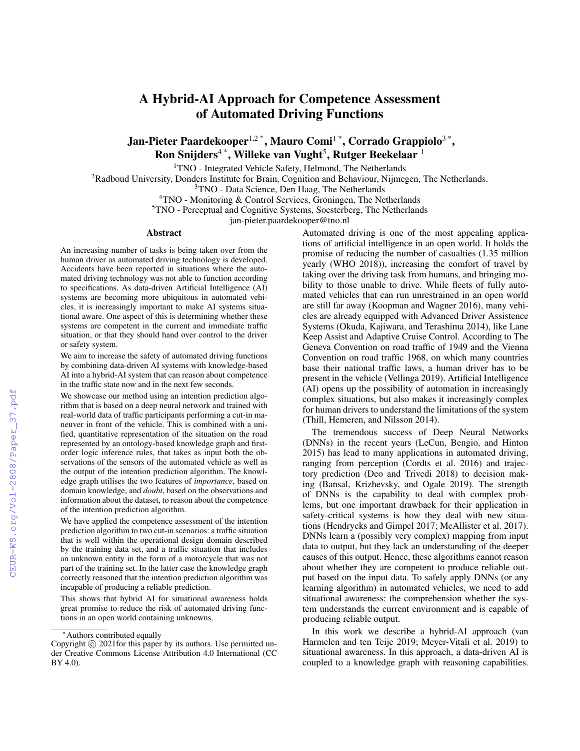# A Hybrid-AI Approach for Competence Assessment of Automated Driving Functions

**Jan-Pieter Paardekooper**[1,2 *], **Mauro Comi**[1 *], **Corrado Grappiolo**[3 *], **Ron Snijders**[4 *], **Willeke van Vught**[5], **Rutger Beekelaar**[1]

[1]TNO - Integrated Vehicle Safety, Helmond, The Netherlands
[2]Radboud University, Donders Institute for Brain, Cognition and Behaviour, Nijmegen, The Netherlands.
[3]TNO - Data Science, Den Haag, The Netherlands
[4]TNO - Monitoring & Control Services, Groningen, The Netherlands
[5]TNO - Perceptual and Cognitive Systems, Soesterberg, The Netherlands
jan-pieter.paardekooper@tno.nl

## Abstract

An increasing number of tasks is being taken over from the human driver as automated driving technology is developed. Accidents have been reported in situations where the automated driving technology was not able to function according to specifications. As data-driven Artificial Intelligence (AI) systems are becoming more ubiquitous in automated vehicles, it is increasingly important to make AI systems situational aware. One aspect of this is determining whether these systems are competent in the current and immediate traffic situation, or that they should hand over control to the driver or safety system.

We aim to increase the safety of automated driving functions by combining data-driven AI systems with knowledge-based AI into a hybrid-AI system that can reason about competence in the traffic state now and in the next few seconds.

We showcase our method using an intention prediction algorithm that is based on a deep neural network and trained with real-world data of traffic participants performing a cut-in maneuver in front of the vehicle. This is combined with a unified, quantitative representation of the situation on the road represented by an ontology-based knowledge graph and first-order logic inference rules, that takes as input both the observations of the sensors of the automated vehicle as well as the output of the intention prediction algorithm. The knowledge graph utilises the two features of *importance*, based on domain knowledge, and *doubt*, based on the observations and information about the dataset, to reason about the competence of the intention prediction algorithm.

We have applied the competence assessment of the intention prediction algorithm to two cut-in scenarios: a traffic situation that is well within the operational design domain described by the training data set, and a traffic situation that includes an unknown entity in the form of a motorcycle that was not part of the training set. In the latter case the knowledge graph correctly reasoned that the intention prediction algorithm was incapable of producing a reliable prediction.

This shows that hybrid AI for situational awareness holds great promise to reduce the risk of automated driving functions in an open world containing unknowns.

Automated driving is one of the most appealing applications of artificial intelligence in an open world. It holds the promise of reducing the number of casualties (1.35 million yearly (WHO 2018)), increasing the comfort of travel by taking over the driving task from humans, and bringing mobility to those unable to drive. While fleets of fully automated vehicles that can run unrestrained in an open world are still far away (Koopman and Wagner 2016), many vehicles are already equipped with Advanced Driver Assistence Systems (Okuda, Kajiwara, and Terashima 2014), like Lane Keep Assist and Adaptive Cruise Control. According to The Geneva Convention on road traffic of 1949 and the Vienna Convention on road traffic 1968, on which many countries base their national traffic laws, a human driver has to be present in the vehicle (Vellinga 2019). Artificial Intelligence (AI) opens up the possibility of automation in increasingly complex situations, but also makes it increasingly complex for human drivers to understand the limitations of the system (Thill, Hemeren, and Nilsson 2014).

The tremendous success of Deep Neural Networks (DNNs) in the recent years (LeCun, Bengio, and Hinton 2015) has lead to many applications in automated driving, ranging from perception (Cordts et al. 2016) and trajectory prediction (Deo and Trivedi 2018) to decision making (Bansal, Krizhevsky, and Ogale 2019). The strength of DNNs is the capability to deal with complex problems, but one important drawback for their application in safety-critical systems is how they deal with new situations (Hendrycks and Gimpel 2017; McAllister et al. 2017). DNNs learn a (possibly very complex) mapping from input data to output, but they lack an understanding of the deeper causes of this output. Hence, these algorithms cannot reason about whether they are competent to produce reliable output based on the input data. To safely apply DNNs (or any learning algorithm) in automated vehicles, we need to add situational awareness: the comprehension whether the system understands the current environment and is capable of producing reliable output.

In this work we describe a hybrid-AI approach (van Harmelen and ten Teije 2019; Meyer-Vitali et al. 2019) to situational awareness. In this approach, a data-driven AI is coupled to a knowledge graph with reasoning capabilities.

*Authors contributed equally

Copyright © 2021for this paper by its authors. Use permitted under Creative Commons License Attribution 4.0 International (CC BY 4.0).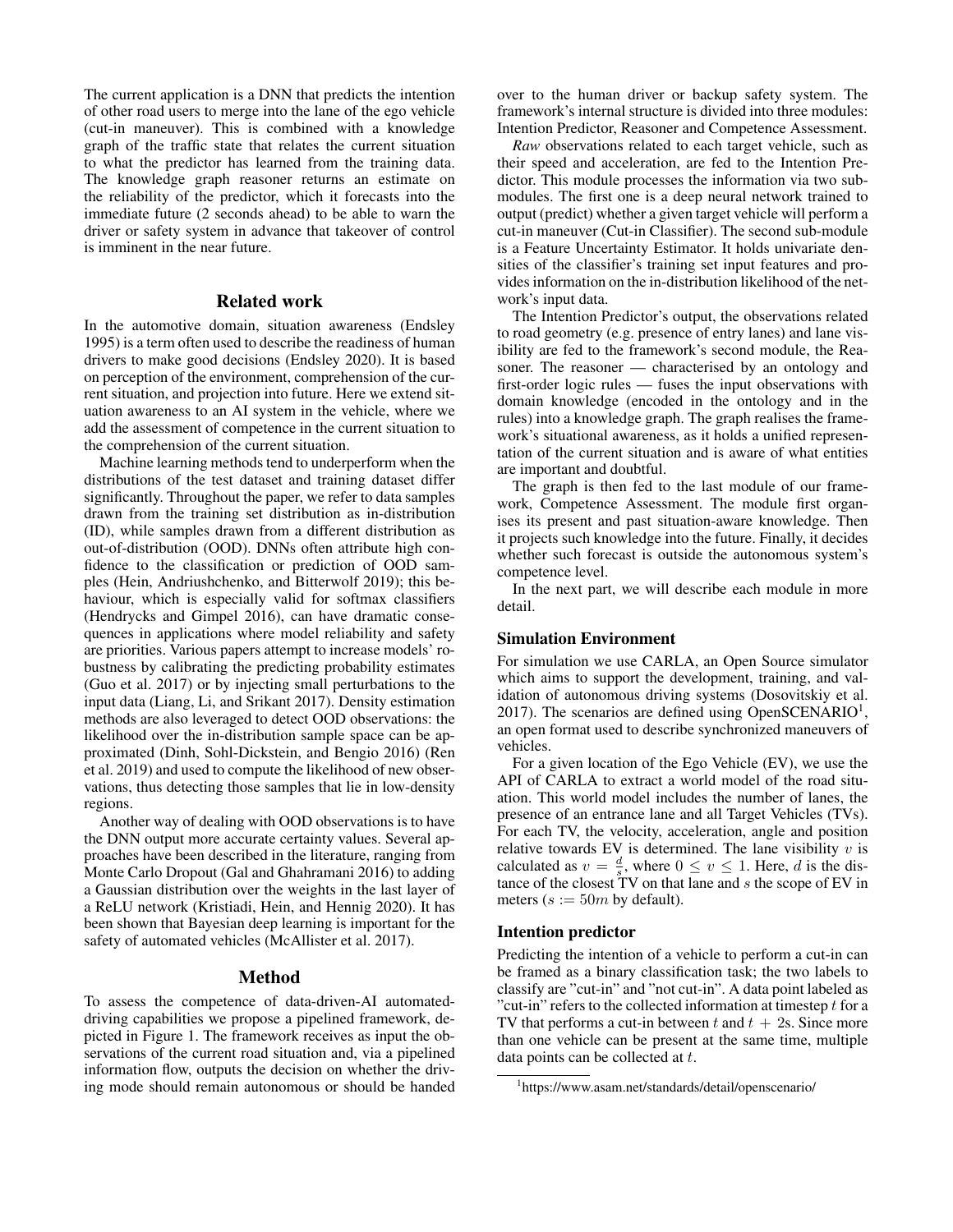The current application is a DNN that predicts the intention of other road users to merge into the lane of the ego vehicle (cut-in maneuver). This is combined with a knowledge graph of the traffic state that relates the current situation to what the predictor has learned from the training data. The knowledge graph reasoner returns an estimate on the reliability of the predictor, which it forecasts into the immediate future (2 seconds ahead) to be able to warn the driver or safety system in advance that takeover of control is imminent in the near future.

## Related work

In the automotive domain, situation awareness (Endsley 1995) is a term often used to describe the readiness of human drivers to make good decisions (Endsley 2020). It is based on perception of the environment, comprehension of the current situation, and projection into future. Here we extend situation awareness to an AI system in the vehicle, where we add the assessment of competence in the current situation to the comprehension of the current situation.

Machine learning methods tend to underperform when the distributions of the test dataset and training dataset differ significantly. Throughout the paper, we refer to data samples drawn from the training set distribution as in-distribution (ID), while samples drawn from a different distribution as out-of-distribution (OOD). DNNs often attribute high confidence to the classification or prediction of OOD samples (Hein, Andriushchenko, and Bitterwolf 2019); this behaviour, which is especially valid for softmax classifiers (Hendrycks and Gimpel 2016), can have dramatic consequences in applications where model reliability and safety are priorities. Various papers attempt to increase models' robustness by calibrating the predicting probability estimates (Guo et al. 2017) or by injecting small perturbations to the input data (Liang, Li, and Srikant 2017). Density estimation methods are also leveraged to detect OOD observations: the likelihood over the in-distribution sample space can be approximated (Dinh, Sohl-Dickstein, and Bengio 2016) (Ren et al. 2019) and used to compute the likelihood of new observations, thus detecting those samples that lie in low-density regions.

Another way of dealing with OOD observations is to have the DNN output more accurate certainty values. Several approaches have been described in the literature, ranging from Monte Carlo Dropout (Gal and Ghahramani 2016) to adding a Gaussian distribution over the weights in the last layer of a ReLU network (Kristiadi, Hein, and Hennig 2020). It has been shown that Bayesian deep learning is important for the safety of automated vehicles (McAllister et al. 2017).

## Method

To assess the competence of data-driven-AI automated-driving capabilities we propose a pipelined framework, depicted in Figure 1. The framework receives as input the observations of the current road situation and, via a pipelined information flow, outputs the decision on whether the driving mode should remain autonomous or should be handed over to the human driver or backup safety system. The framework's internal structure is divided into three modules: Intention Predictor, Reasoner and Competence Assessment.

*Raw* observations related to each target vehicle, such as their speed and acceleration, are fed to the Intention Predictor. This module processes the information via two submodules. The first one is a deep neural network trained to output (predict) whether a given target vehicle will perform a cut-in maneuver (Cut-in Classifier). The second sub-module is a Feature Uncertainty Estimator. It holds univariate densities of the classifier's training set input features and provides information on the in-distribution likelihood of the network's input data.

The Intention Predictor's output, the observations related to road geometry (e.g. presence of entry lanes) and lane visibility are fed to the framework's second module, the Reasoner. The reasoner — characterised by an ontology and first-order logic rules — fuses the input observations with domain knowledge (encoded in the ontology and in the rules) into a knowledge graph. The graph realises the framework's situational awareness, as it holds a unified representation of the current situation and is aware of what entities are important and doubtful.

The graph is then fed to the last module of our framework, Competence Assessment. The module first organises its present and past situation-aware knowledge. Then it projects such knowledge into the future. Finally, it decides whether such forecast is outside the autonomous system's competence level.

In the next part, we will describe each module in more detail.

### Simulation Environment

For simulation we use CARLA, an Open Source simulator which aims to support the development, training, and validation of autonomous driving systems (Dosovitskiy et al. 2017). The scenarios are defined using OpenSCENARIO[1], an open format used to describe synchronized maneuvers of vehicles.

For a given location of the Ego Vehicle (EV), we use the API of CARLA to extract a world model of the road situation. This world model includes the number of lanes, the presence of an entrance lane and all Target Vehicles (TVs). For each TV, the velocity, acceleration, angle and position relative towards EV is determined. The lane visibility $v$ is calculated as $v = \frac{d}{s}$, where $0 \leq v \leq 1$. Here, $d$ is the distance of the closest TV on that lane and $s$ the scope of EV in meters ($s := 50m$ by default).

### Intention predictor

Predicting the intention of a vehicle to perform a cut-in can be framed as a binary classification task; the two labels to classify are "cut-in" and "not cut-in". A data point labeled as "cut-in" refers to the collected information at timestep $t$ for a TV that performs a cut-in between $t$ and $t + 2$s. Since more than one vehicle can be present at the same time, multiple data points can be collected at $t$.

[1] https://www.asam.net/standards/detail/openscenario/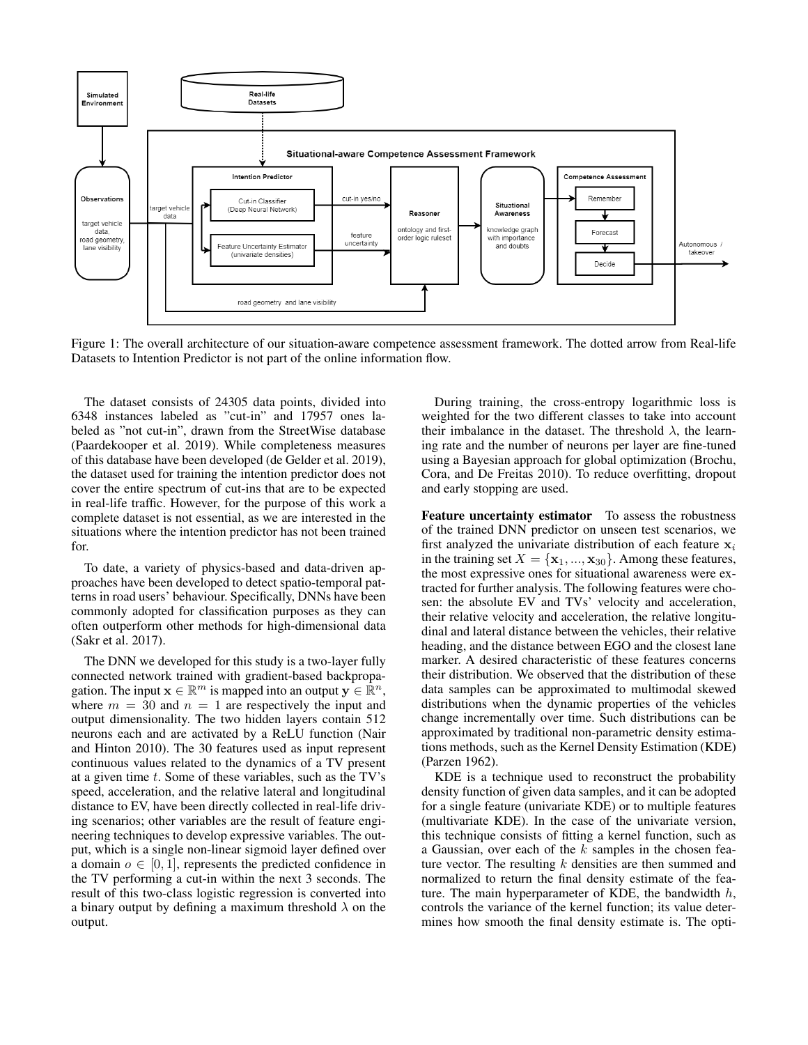Figure 1: The overall architecture of our situation-aware competence assessment framework. The dotted arrow from Real-life Datasets to Intention Predictor is not part of the online information flow.

The dataset consists of 24305 data points, divided into 6348 instances labeled as "cut-in" and 17957 ones labeled as "not cut-in", drawn from the StreetWise database (Paardekooper et al. 2019). While completeness measures of this database have been developed (de Gelder et al. 2019), the dataset used for training the intention predictor does not cover the entire spectrum of cut-ins that are to be expected in real-life traffic. However, for the purpose of this work a complete dataset is not essential, as we are interested in the situations where the intention predictor has not been trained for.

To date, a variety of physics-based and data-driven approaches have been developed to detect spatio-temporal patterns in road users' behaviour. Specifically, DNNs have been commonly adopted for classification purposes as they can often outperform other methods for high-dimensional data (Sakr et al. 2017).

The DNN we developed for this study is a two-layer fully connected network trained with gradient-based backpropagation. The input $\mathbf{x} \in \mathbb{R}^m$ is mapped into an output $\mathbf{y} \in \mathbb{R}^n$, where $m = 30$ and $n = 1$ are respectively the input and output dimensionality. The two hidden layers contain 512 neurons each and are activated by a ReLU function (Nair and Hinton 2010). The 30 features used as input represent continuous values related to the dynamics of a TV present at a given time $t$. Some of these variables, such as the TV's speed, acceleration, and the relative lateral and longitudinal distance to EV, have been directly collected in real-life driving scenarios; other variables are the result of feature engineering techniques to develop expressive variables. The output, which is a single non-linear sigmoid layer defined over a domain $o \in [0, 1]$, represents the predicted confidence in the TV performing a cut-in within the next 3 seconds. The result of this two-class logistic regression is converted into a binary output by defining a maximum threshold $\lambda$ on the output.

During training, the cross-entropy logarithmic loss is weighted for the two different classes to take into account their imbalance in the dataset. The threshold $\lambda$, the learning rate and the number of neurons per layer are fine-tuned using a Bayesian approach for global optimization (Brochu, Cora, and De Freitas 2010). To reduce overfitting, dropout and early stopping are used.

**Feature uncertainty estimator** To assess the robustness of the trained DNN predictor on unseen test scenarios, we first analyzed the univariate distribution of each feature $\mathbf{x}_i$ in the training set $X = \{\mathbf{x}_1, ..., \mathbf{x}_{30}\}$. Among these features, the most expressive ones for situational awareness were extracted for further analysis. The following features were chosen: the absolute EV and TVs' velocity and acceleration, their relative velocity and acceleration, the relative longitudinal and lateral distance between the vehicles, their relative heading, and the distance between EGO and the closest lane marker. A desired characteristic of these features concerns their distribution. We observed that the distribution of these data samples can be approximated to multimodal skewed distributions when the dynamic properties of the vehicles change incrementally over time. Such distributions can be approximated by traditional non-parametric density estimations methods, such as the Kernel Density Estimation (KDE) (Parzen 1962).

KDE is a technique used to reconstruct the probability density function of given data samples, and it can be adopted for a single feature (univariate KDE) or to multiple features (multivariate KDE). In the case of the univariate version, this technique consists of fitting a kernel function, such as a Gaussian, over each of the $k$ samples in the chosen feature vector. The resulting $k$ densities are then summed and normalized to return the final density estimate of the feature. The main hyperparameter of KDE, the bandwidth $h$, controls the variance of the kernel function; its value determines how smooth the final density estimate is. The opti-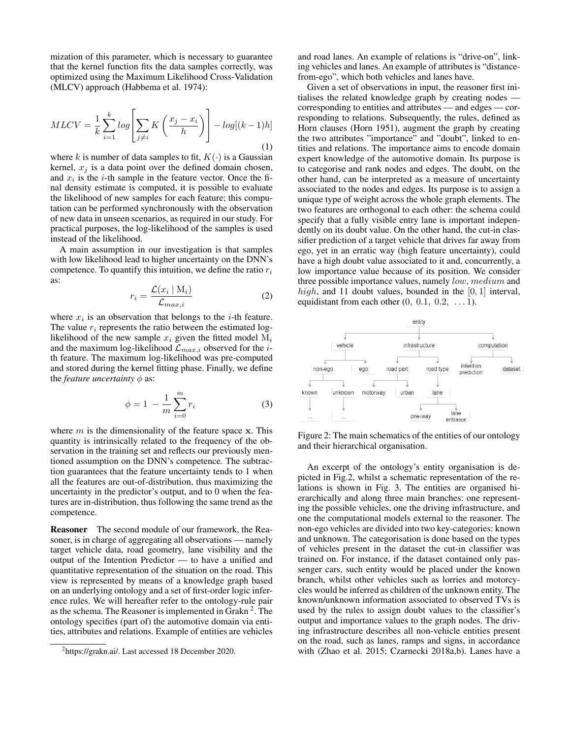mization of this parameter, which is necessary to guarantee that the kernel function fits the data samples correctly, was optimized using the Maximum Likelihood Cross-Validation (MLCV) approach (Habbema et al. 1974):

$$MLCV = \frac{1}{k}\sum_{i=1}^{k} log\left[\sum_{j\neq i} K\left(\frac{x_j - x_i}{h}\right)\right] - log[(k-1)h] \tag{1}$$

where $k$ is number of data samples to fit, $K(\cdot)$ is a Gaussian kernel, $x_j$ is a data point over the defined domain chosen, and $x_i$ is the $i$-th sample in the feature vector. Once the final density estimate is computed, it is possible to evaluate the likelihood of new samples for each feature; this computation can be performed synchronously with the observation of new data in unseen scenarios, as required in our study. For practical purposes, the log-likelihood of the samples is used instead of the likelihood.

A main assumption in our investigation is that samples with low likelihood lead to higher uncertainty on the DNN's competence. To quantify this intuition, we define the ratio $r_i$ as:

$$r_i = \frac{\mathcal{L}(x_i \mid \mathrm{M}_i)}{\mathcal{L}_{max,i}} \tag{2}$$

where $x_i$ is an observation that belongs to the $i$-th feature. The value $r_i$ represents the ratio between the estimated log-likelihood of the new sample $x_i$ given the fitted model $\mathrm{M}_i$ and the maximum log-likelihood $\mathcal{L}_{max,i}$ observed for the $i$-th feature. The maximum log-likelihood was pre-computed and stored during the kernel fitting phase. Finally, we define the *feature uncertainty* $\phi$ as:

$$\phi = 1 - \frac{1}{m}\sum_{i=0}^{m} r_i \tag{3}$$

where $m$ is the dimensionality of the feature space $\mathbf{x}$. This quantity is intrinsically related to the frequency of the observation in the training set and reflects our previously mentioned assumption on the DNN's competence. The subtraction guarantees that the feature uncertainty tends to 1 when all the features are out-of-distribution, thus maximizing the uncertainty in the predictor's output, and to 0 when the features are in-distribution, thus following the same trend as the competence.

**Reasoner** The second module of our framework, the Reasoner, is in charge of aggregating all observations — namely target vehicle data, road geometry, lane visibility and the output of the Intention Predictor — to have a unified and quantitative representation of the situation on the road. This view is represented by means of a knowledge graph based on an underlying ontology and a set of first-order logic inference rules. We will hereafter refer to the ontology-rule pair as the schema. The Reasoner is implemented in Grakn [2]. The ontology specifies (part of) the automotive domain via entities, attributes and relations. Example of entities are vehicles and road lanes. An example of relations is "drive-on", linking vehicles and lanes. An example of attributes is "distance-from-ego", which both vehicles and lanes have.

Given a set of observations in input, the reasoner first initialises the related knowledge graph by creating nodes — corresponding to entities and attributes — and edges — corresponding to relations. Subsequently, the rules, defined as Horn clauses (Horn 1951), augment the graph by creating the two attributes "importance" and "doubt", linked to entities and relations. The importance aims to encode domain expert knowledge of the automotive domain. Its purpose is to categorise and rank nodes and edges. The doubt, on the other hand, can be interpreted as a measure of uncertainty associated to the nodes and edges. Its purpose is to assign a unique type of weight across the whole graph elements. The two features are orthogonal to each other: the schema could specify that a fully visible entry lane is important independently on its doubt value. On the other hand, the cut-in classifier prediction of a target vehicle that drives far away from ego, yet in an erratic way (high feature uncertainty), could have a high doubt value associated to it and, concurrently, a low importance value because of its position. We consider three possible importance values, namely $low$, $medium$ and $high$, and 11 doubt values, bounded in the $[0, 1]$ interval, equidistant from each other $(0,\ 0.1,\ 0.2,\ \ldots 1)$.

Figure 2: The main schematics of the entities of our ontology and their hierarchical organisation.

An excerpt of the ontology's entity organisation is depicted in Fig.2, whilst a schematic representation of the relations is shown in Fig. 3. The entities are organised hierarchically and along three main branches: one representing the possible vehicles, one the driving infrastructure, and one the computational models external to the reasoner. The non-ego vehicles are divided into two key-categories: known and unknown. The categorisation is done based on the types of vehicles present in the dataset the cut-in classifier was trained on. For instance, if the dataset contained only passenger cars, such entity would be placed under the known branch, whilst other vehicles such as lorries and motorcycles would be inferred as children of the unknown entity. The known/unknown information associated to observed TVs is used by the rules to assign doubt values to the classifier's output and importance values to the graph nodes. The driving infrastructure describes all non-vehicle entities present on the road, such as lanes, ramps and signs, in accordance with (Zhao et al. 2015; Czarnecki 2018a,b). Lanes have a

[2] https://grakn.ai/. Last accessed 18 December 2020.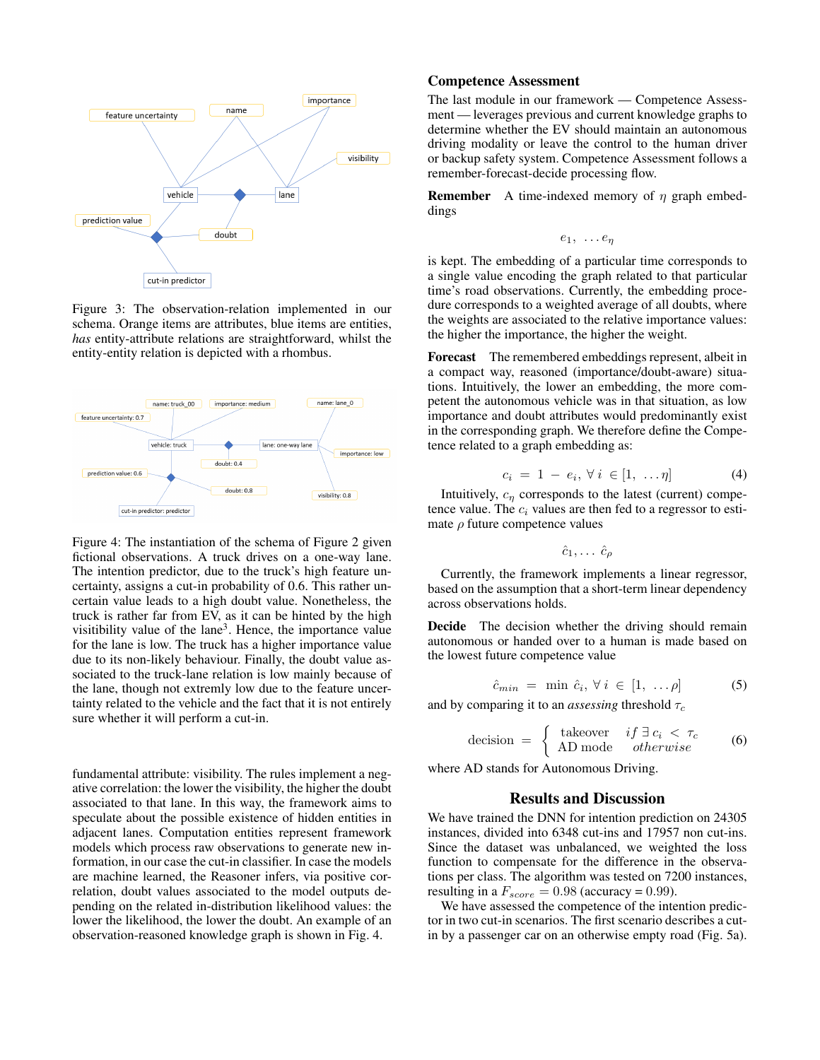Figure 3: The observation-relation implemented in our schema. Orange items are attributes, blue items are entities, *has* entity-attribute relations are straightforward, whilst the entity-entity relation is depicted with a rhombus.

Figure 4: The instantiation of the schema of Figure 2 given fictional observations. A truck drives on a one-way lane. The intention predictor, due to the truck's high feature uncertainty, assigns a cut-in probability of 0.6. This rather uncertain value leads to a high doubt value. Nonetheless, the truck is rather far from EV, as it can be hinted by the high visibility value of the lane[3]. Hence, the importance value for the lane is low. The truck has a higher importance value due to its non-likely behaviour. Finally, the doubt value associated to the truck-lane relation is low mainly because of the lane, though not extremly low due to the feature uncertainty related to the vehicle and the fact that it is not entirely sure whether it will perform a cut-in.

fundamental attribute: visibility. The rules implement a negative correlation: the lower the visibility, the higher the doubt associated to that lane. In this way, the framework aims to speculate about the possible existence of hidden entities in adjacent lanes. Computation entities represent framework models which process raw observations to generate new information, in our case the cut-in classifier. In case the models are machine learned, the Reasoner infers, via positive correlation, doubt values associated to the model outputs depending on the related in-distribution likelihood values: the lower the likelihood, the lower the doubt. An example of an observation-reasoned knowledge graph is shown in Fig. 4.

### Competence Assessment

The last module in our framework — Competence Assessment — leverages previous and current knowledge graphs to determine whether the EV should maintain an autonomous driving modality or leave the control to the human driver or backup safety system. Competence Assessment follows a remember-forecast-decide processing flow.

**Remember** A time-indexed memory of $\eta$ graph embeddings

$$e_1, \ \dots e_\eta$$

is kept. The embedding of a particular time corresponds to a single value encoding the graph related to that particular time's road observations. Currently, the embedding procedure corresponds to a weighted average of all doubts, where the weights are associated to the relative importance values: the higher the importance, the higher the weight.

**Forecast** The remembered embeddings represent, albeit in a compact way, reasoned (importance/doubt-aware) situations. Intuitively, the lower an embedding, the more competent the autonomous vehicle was in that situation, as low importance and doubt attributes would predominantly exist in the corresponding graph. We therefore define the Competence related to a graph embedding as:

$$c_i \ = \ 1 \ - \ e_i, \ \forall \ i \ \in [1, \ \dots \eta] \tag{4}$$

Intuitively, $c_\eta$ corresponds to the latest (current) competence value. The $c_i$ values are then fed to a regressor to estimate $\rho$ future competence values

$$\hat{c}_1, \dots \ \hat{c}_\rho$$

Currently, the framework implements a linear regressor, based on the assumption that a short-term linear dependency across observations holds.

**Decide** The decision whether the driving should remain autonomous or handed over to a human is made based on the lowest future competence value

$$\hat{c}_{min} \ = \ \min \ \hat{c}_i, \ \forall \ i \ \in \ [1, \ \dots \rho] \tag{5}$$

and by comparing it to an *assessing* threshold $\tau_c$

$$\text{decision} \ = \ \begin{cases} \text{takeover} & if \ \exists \ c_i \ < \ \tau_c \\ \text{AD mode} & otherwise \end{cases} \tag{6}$$

where AD stands for Autonomous Driving.

## Results and Discussion

We have trained the DNN for intention prediction on 24305 instances, divided into 6348 cut-ins and 17957 non cut-ins. Since the dataset was unbalanced, we weighted the loss function to compensate for the difference in the observations per class. The algorithm was tested on 7200 instances, resulting in a $F_{score} = 0.98$ (accuracy = 0.99).

We have assessed the competence of the intention predictor in two cut-in scenarios. The first scenario describes a cut-in by a passenger car on an otherwise empty road (Fig. 5a).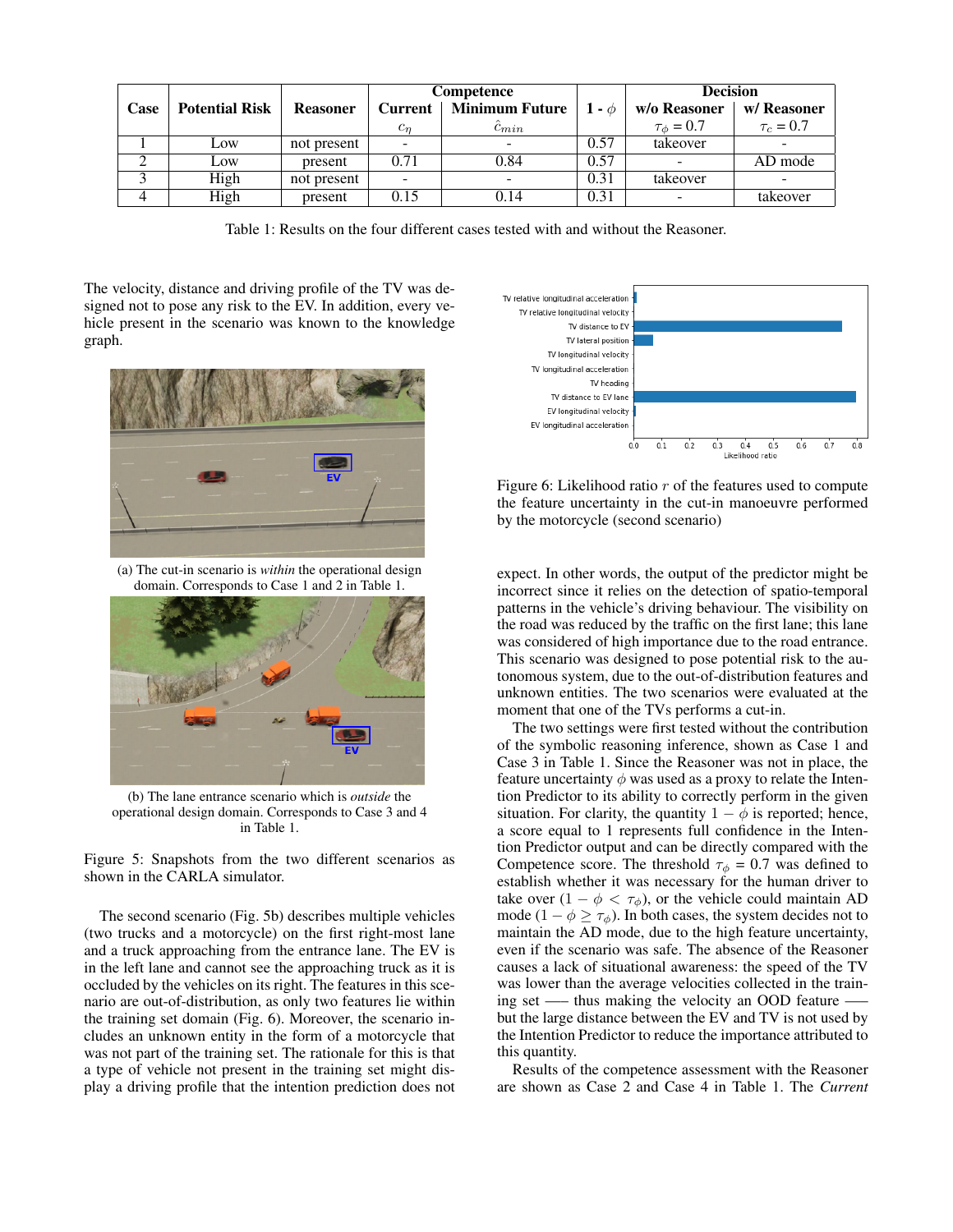| Case | Potential Risk | Reasoner | Competence | | $1 - \phi$ | Decision | |
|---|---|---|---|---|---|---|---|
| | | | Current | Minimum Future | | w/o Reasoner | w/ Reasoner |
| | | | $c_\eta$ | $\hat{c}_{min}$ | | $\tau_\phi = 0.7$ | $\tau_c = 0.7$ |
| 1 | Low | not present | - | - | 0.57 | takeover | - |
| 2 | Low | present | 0.71 | 0.84 | 0.57 | - | AD mode |
| 3 | High | not present | - | - | 0.31 | takeover | - |
| 4 | High | present | 0.15 | 0.14 | 0.31 | - | takeover |

Table 1: Results on the four different cases tested with and without the Reasoner.

The velocity, distance and driving profile of the TV was designed not to pose any risk to the EV. In addition, every vehicle present in the scenario was known to the knowledge graph.

(a) The cut-in scenario is *within* the operational design domain. Corresponds to Case 1 and 2 in Table 1.

(b) The lane entrance scenario which is *outside* the operational design domain. Corresponds to Case 3 and 4 in Table 1.

Figure 5: Snapshots from the two different scenarios as shown in the CARLA simulator.

The second scenario (Fig. 5b) describes multiple vehicles (two trucks and a motorcycle) on the first right-most lane and a truck approaching from the entrance lane. The EV is in the left lane and cannot see the approaching truck as it is occluded by the vehicles on its right. The features in this scenario are out-of-distribution, as only two features lie within the training set domain (Fig. 6). Moreover, the scenario includes an unknown entity in the form of a motorcycle that was not part of the training set. The rationale for this is that a type of vehicle not present in the training set might display a driving profile that the intention prediction does not expect. In other words, the output of the predictor might be incorrect since it relies on the detection of spatio-temporal patterns in the vehicle's driving behaviour. The visibility on the road was reduced by the traffic on the first lane; this lane was considered of high importance due to the road entrance. This scenario was designed to pose potential risk to the autonomous system, due to the out-of-distribution features and unknown entities. The two scenarios were evaluated at the moment that one of the TVs performs a cut-in.

Figure 6: Likelihood ratio $r$ of the features used to compute the feature uncertainty in the cut-in manoeuvre performed by the motorcycle (second scenario)

The two settings were first tested without the contribution of the symbolic reasoning inference, shown as Case 1 and Case 3 in Table 1. Since the Reasoner was not in place, the feature uncertainty $\phi$ was used as a proxy to relate the Intention Predictor to its ability to correctly perform in the given situation. For clarity, the quantity $1 - \phi$ is reported; hence, a score equal to 1 represents full confidence in the Intention Predictor output and can be directly compared with the Competence score. The threshold $\tau_\phi$ = 0.7 was defined to establish whether it was necessary for the human driver to take over ($1 - \phi < \tau_\phi$), or the vehicle could maintain AD mode ($1 - \phi \geq \tau_\phi$). In both cases, the system decides not to maintain the AD mode, due to the high feature uncertainty, even if the scenario was safe. The absence of the Reasoner causes a lack of situational awareness: the speed of the TV was lower than the average velocities collected in the training set —– thus making the velocity an OOD feature —– but the large distance between the EV and TV is not used by the Intention Predictor to reduce the importance attributed to this quantity.

Results of the competence assessment with the Reasoner are shown as Case 2 and Case 4 in Table 1. The *Current*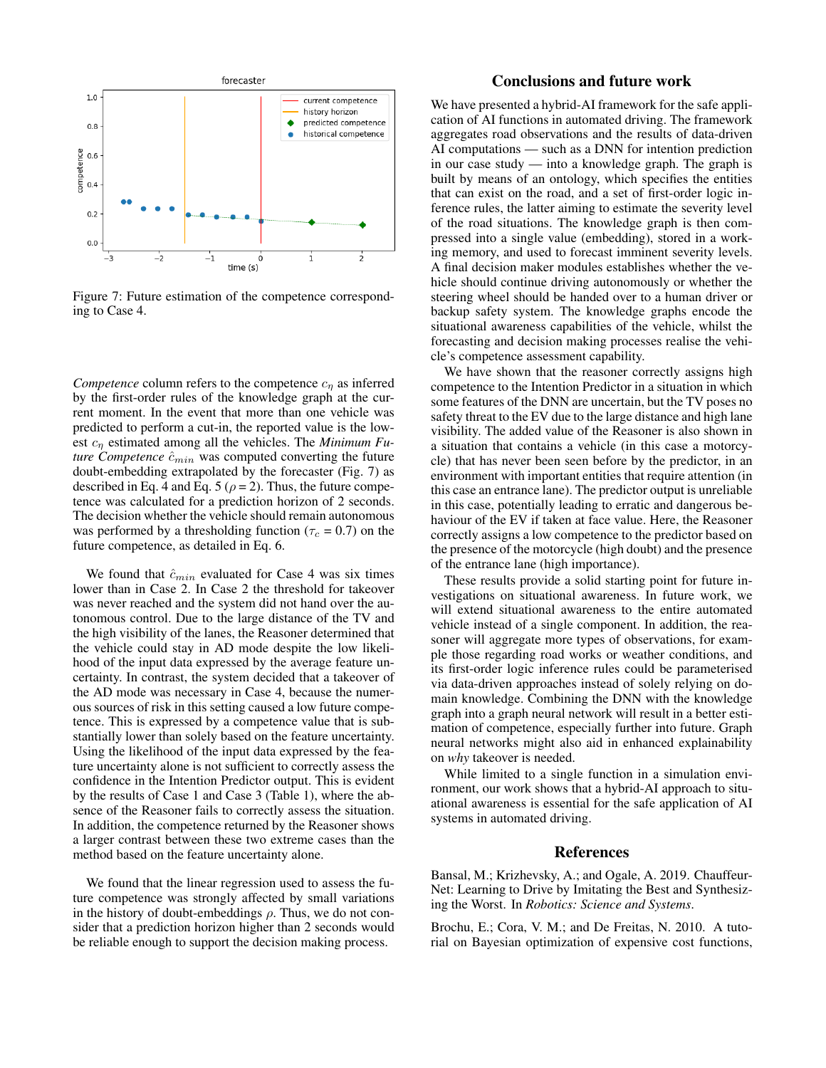Figure 7: Future estimation of the competence corresponding to Case 4.

*Competence* column refers to the competence $c_\eta$ as inferred by the first-order rules of the knowledge graph at the current moment. In the event that more than one vehicle was predicted to perform a cut-in, the reported value is the lowest $c_\eta$ estimated among all the vehicles. The ***Minimum Future Competence*** $\hat{c}_{min}$ was computed converting the future doubt-embedding extrapolated by the forecaster (Fig. 7) as described in Eq. 4 and Eq. 5 ($\rho = 2$). Thus, the future competence was calculated for a prediction horizon of 2 seconds. The decision whether the vehicle should remain autonomous was performed by a thresholding function ($\tau_c = 0.7$) on the future competence, as detailed in Eq. 6.

We found that $\hat{c}_{min}$ evaluated for Case 4 was six times lower than in Case 2. In Case 2 the threshold for takeover was never reached and the system did not hand over the autonomous control. Due to the large distance of the TV and the high visibility of the lanes, the Reasoner determined that the vehicle could stay in AD mode despite the low likelihood of the input data expressed by the average feature uncertainty. In contrast, the system decided that a takeover of the AD mode was necessary in Case 4, because the numerous sources of risk in this setting caused a low future competence. This is expressed by a competence value that is substantially lower than solely based on the feature uncertainty. Using the likelihood of the input data expressed by the feature uncertainty alone is not sufficient to correctly assess the confidence in the Intention Predictor output. This is evident by the results of Case 1 and Case 3 (Table 1), where the absence of the Reasoner fails to correctly assess the situation. In addition, the competence returned by the Reasoner shows a larger contrast between these two extreme cases than the method based on the feature uncertainty alone.

We found that the linear regression used to assess the future competence was strongly affected by small variations in the history of doubt-embeddings $\rho$. Thus, we do not consider that a prediction horizon higher than 2 seconds would be reliable enough to support the decision making process.

## Conclusions and future work

We have presented a hybrid-AI framework for the safe application of AI functions in automated driving. The framework aggregates road observations and the results of data-driven AI computations — such as a DNN for intention prediction in our case study — into a knowledge graph. The graph is built by means of an ontology, which specifies the entities that can exist on the road, and a set of first-order logic inference rules, the latter aiming to estimate the severity level of the road situations. The knowledge graph is then compressed into a single value (embedding), stored in a working memory, and used to forecast imminent severity levels. A final decision maker modules establishes whether the vehicle should continue driving autonomously or whether the steering wheel should be handed over to a human driver or backup safety system. The knowledge graphs encode the situational awareness capabilities of the vehicle, whilst the forecasting and decision making processes realise the vehicle's competence assessment capability.

We have shown that the reasoner correctly assigns high competence to the Intention Predictor in a situation in which some features of the DNN are uncertain, but the TV poses no safety threat to the EV due to the large distance and high lane visibility. The added value of the Reasoner is also shown in a situation that contains a vehicle (in this case a motorcycle) that has never been seen before by the predictor, in an environment with important entities that require attention (in this case an entrance lane). The predictor output is unreliable in this case, potentially leading to erratic and dangerous behaviour of the EV if taken at face value. Here, the Reasoner correctly assigns a low competence to the predictor based on the presence of the motorcycle (high doubt) and the presence of the entrance lane (high importance).

These results provide a solid starting point for future investigations on situational awareness. In future work, we will extend situational awareness to the entire automated vehicle instead of a single component. In addition, the reasoner will aggregate more types of observations, for example those regarding road works or weather conditions, and its first-order logic inference rules could be parameterised via data-driven approaches instead of solely relying on domain knowledge. Combining the DNN with the knowledge graph into a graph neural network will result in a better estimation of competence, especially further into future. Graph neural networks might also aid in enhanced explainability on *why* takeover is needed.

While limited to a single function in a simulation environment, our work shows that a hybrid-AI approach to situational awareness is essential for the safe application of AI systems in automated driving.

## References

Bansal, M.; Krizhevsky, A.; and Ogale, A. 2019. ChauffeurNet: Learning to Drive by Imitating the Best and Synthesizing the Worst. In *Robotics: Science and Systems*.

Brochu, E.; Cora, V. M.; and De Freitas, N. 2010. A tutorial on Bayesian optimization of expensive cost functions,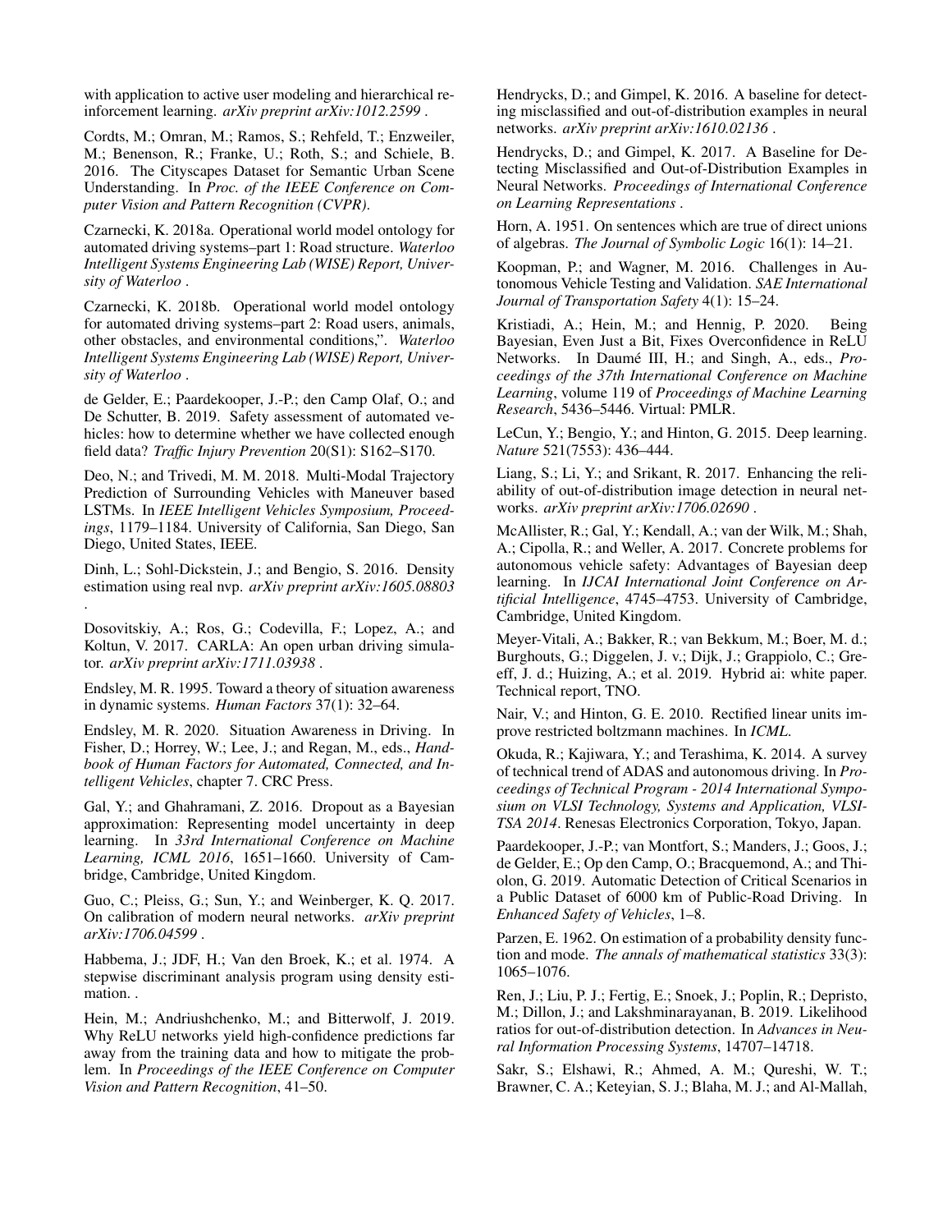with application to active user modeling and hierarchical reinforcement learning. *arXiv preprint arXiv:1012.2599* .

Cordts, M.; Omran, M.; Ramos, S.; Rehfeld, T.; Enzweiler, M.; Benenson, R.; Franke, U.; Roth, S.; and Schiele, B. 2016. The Cityscapes Dataset for Semantic Urban Scene Understanding. In *Proc. of the IEEE Conference on Computer Vision and Pattern Recognition (CVPR)*.

Czarnecki, K. 2018a. Operational world model ontology for automated driving systems–part 1: Road structure. *Waterloo Intelligent Systems Engineering Lab (WISE) Report, University of Waterloo* .

Czarnecki, K. 2018b. Operational world model ontology for automated driving systems–part 2: Road users, animals, other obstacles, and environmental conditions,". *Waterloo Intelligent Systems Engineering Lab (WISE) Report, University of Waterloo* .

de Gelder, E.; Paardekooper, J.-P.; den Camp Olaf, O.; and De Schutter, B. 2019. Safety assessment of automated vehicles: how to determine whether we have collected enough field data? *Traffic Injury Prevention* 20(S1): S162–S170.

Deo, N.; and Trivedi, M. M. 2018. Multi-Modal Trajectory Prediction of Surrounding Vehicles with Maneuver based LSTMs. In *IEEE Intelligent Vehicles Symposium, Proceedings*, 1179–1184. University of California, San Diego, San Diego, United States, IEEE.

Dinh, L.; Sohl-Dickstein, J.; and Bengio, S. 2016. Density estimation using real nvp. *arXiv preprint arXiv:1605.08803* .

Dosovitskiy, A.; Ros, G.; Codevilla, F.; Lopez, A.; and Koltun, V. 2017. CARLA: An open urban driving simulator. *arXiv preprint arXiv:1711.03938* .

Endsley, M. R. 1995. Toward a theory of situation awareness in dynamic systems. *Human Factors* 37(1): 32–64.

Endsley, M. R. 2020. Situation Awareness in Driving. In Fisher, D.; Horrey, W.; Lee, J.; and Regan, M., eds., *Handbook of Human Factors for Automated, Connected, and Intelligent Vehicles*, chapter 7. CRC Press.

Gal, Y.; and Ghahramani, Z. 2016. Dropout as a Bayesian approximation: Representing model uncertainty in deep learning. In *33rd International Conference on Machine Learning, ICML 2016*, 1651–1660. University of Cambridge, Cambridge, United Kingdom.

Guo, C.; Pleiss, G.; Sun, Y.; and Weinberger, K. Q. 2017. On calibration of modern neural networks. *arXiv preprint arXiv:1706.04599* .

Habbema, J.; JDF, H.; Van den Broek, K.; et al. 1974. A stepwise discriminant analysis program using density estimation. .

Hein, M.; Andriushchenko, M.; and Bitterwolf, J. 2019. Why ReLU networks yield high-confidence predictions far away from the training data and how to mitigate the problem. In *Proceedings of the IEEE Conference on Computer Vision and Pattern Recognition*, 41–50.

Hendrycks, D.; and Gimpel, K. 2016. A baseline for detecting misclassified and out-of-distribution examples in neural networks. *arXiv preprint arXiv:1610.02136* .

Hendrycks, D.; and Gimpel, K. 2017. A Baseline for Detecting Misclassified and Out-of-Distribution Examples in Neural Networks. *Proceedings of International Conference on Learning Representations* .

Horn, A. 1951. On sentences which are true of direct unions of algebras. *The Journal of Symbolic Logic* 16(1): 14–21.

Koopman, P.; and Wagner, M. 2016. Challenges in Autonomous Vehicle Testing and Validation. *SAE International Journal of Transportation Safety* 4(1): 15–24.

Kristiadi, A.; Hein, M.; and Hennig, P. 2020. Being Bayesian, Even Just a Bit, Fixes Overconfidence in ReLU Networks. In Daumé III, H.; and Singh, A., eds., *Proceedings of the 37th International Conference on Machine Learning*, volume 119 of *Proceedings of Machine Learning Research*, 5436–5446. Virtual: PMLR.

LeCun, Y.; Bengio, Y.; and Hinton, G. 2015. Deep learning. *Nature* 521(7553): 436–444.

Liang, S.; Li, Y.; and Srikant, R. 2017. Enhancing the reliability of out-of-distribution image detection in neural networks. *arXiv preprint arXiv:1706.02690* .

McAllister, R.; Gal, Y.; Kendall, A.; van der Wilk, M.; Shah, A.; Cipolla, R.; and Weller, A. 2017. Concrete problems for autonomous vehicle safety: Advantages of Bayesian deep learning. In *IJCAI International Joint Conference on Artificial Intelligence*, 4745–4753. University of Cambridge, Cambridge, United Kingdom.

Meyer-Vitali, A.; Bakker, R.; van Bekkum, M.; Boer, M. d.; Burghouts, G.; Diggelen, J. v.; Dijk, J.; Grappiolo, C.; Greeff, J. d.; Huizing, A.; et al. 2019. Hybrid ai: white paper. Technical report, TNO.

Nair, V.; and Hinton, G. E. 2010. Rectified linear units improve restricted boltzmann machines. In *ICML*.

Okuda, R.; Kajiwara, Y.; and Terashima, K. 2014. A survey of technical trend of ADAS and autonomous driving. In *Proceedings of Technical Program - 2014 International Symposium on VLSI Technology, Systems and Application, VLSI-TSA 2014*. Renesas Electronics Corporation, Tokyo, Japan.

Paardekooper, J.-P.; van Montfort, S.; Manders, J.; Goos, J.; de Gelder, E.; Op den Camp, O.; Bracquemond, A.; and Thiolon, G. 2019. Automatic Detection of Critical Scenarios in a Public Dataset of 6000 km of Public-Road Driving. In *Enhanced Safety of Vehicles*, 1–8.

Parzen, E. 1962. On estimation of a probability density function and mode. *The annals of mathematical statistics* 33(3): 1065–1076.

Ren, J.; Liu, P. J.; Fertig, E.; Snoek, J.; Poplin, R.; Depristo, M.; Dillon, J.; and Lakshminarayanan, B. 2019. Likelihood ratios for out-of-distribution detection. In *Advances in Neural Information Processing Systems*, 14707–14718.

Sakr, S.; Elshawi, R.; Ahmed, A. M.; Qureshi, W. T.; Brawner, C. A.; Keteyian, S. J.; Blaha, M. J.; and Al-Mallah,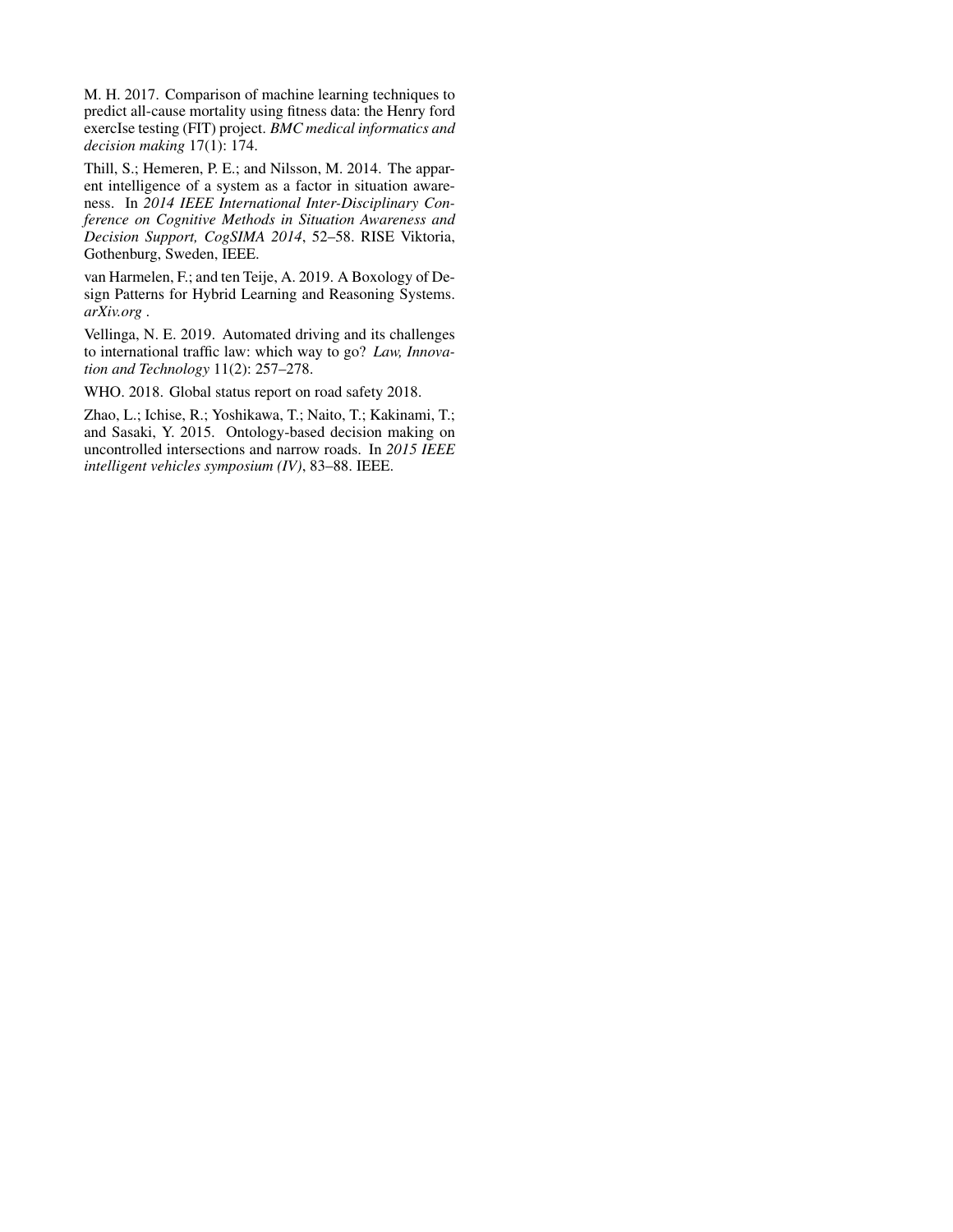M. H. 2017. Comparison of machine learning techniques to predict all-cause mortality using fitness data: the Henry ford exercIse testing (FIT) project. *BMC medical informatics and decision making* 17(1): 174.

Thill, S.; Hemeren, P. E.; and Nilsson, M. 2014. The apparent intelligence of a system as a factor in situation awareness. In *2014 IEEE International Inter-Disciplinary Conference on Cognitive Methods in Situation Awareness and Decision Support, CogSIMA 2014*, 52–58. RISE Viktoria, Gothenburg, Sweden, IEEE.

van Harmelen, F.; and ten Teije, A. 2019. A Boxology of Design Patterns for Hybrid Learning and Reasoning Systems. *arXiv.org* .

Vellinga, N. E. 2019. Automated driving and its challenges to international traffic law: which way to go? *Law, Innovation and Technology* 11(2): 257–278.

WHO. 2018. Global status report on road safety 2018.

Zhao, L.; Ichise, R.; Yoshikawa, T.; Naito, T.; Kakinami, T.; and Sasaki, Y. 2015. Ontology-based decision making on uncontrolled intersections and narrow roads. In *2015 IEEE intelligent vehicles symposium (IV)*, 83–88. IEEE.